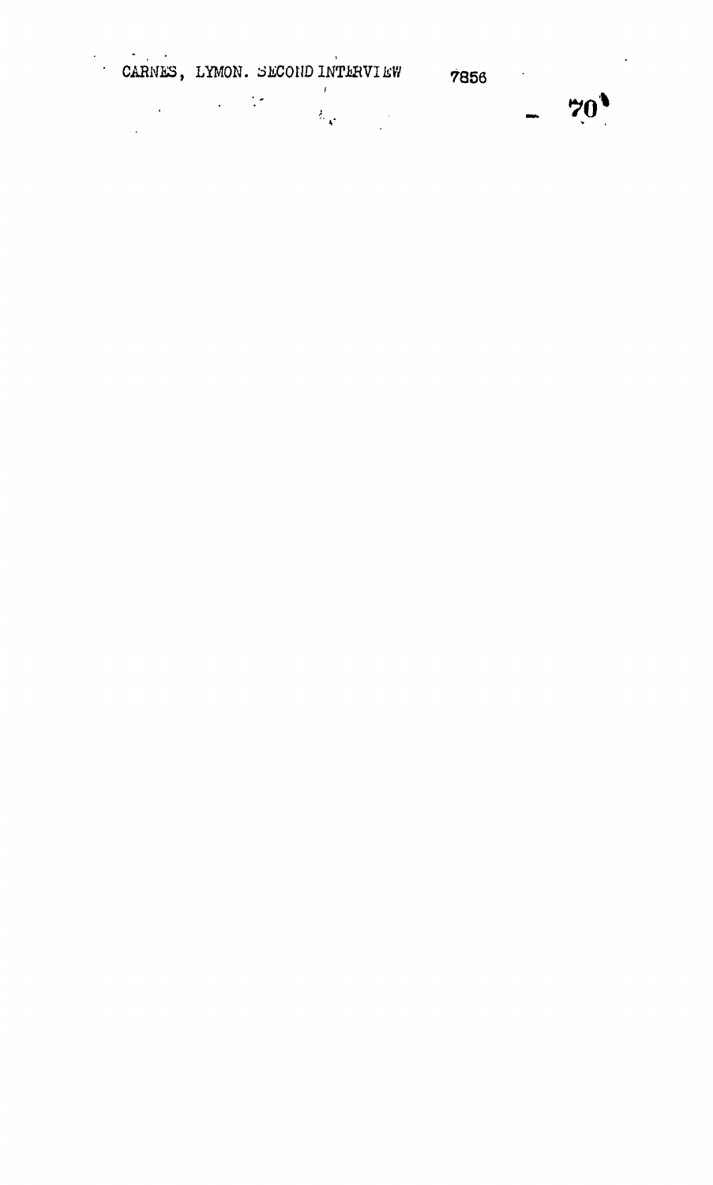CARNES, LYMON. SECOND INTERVIEW 7856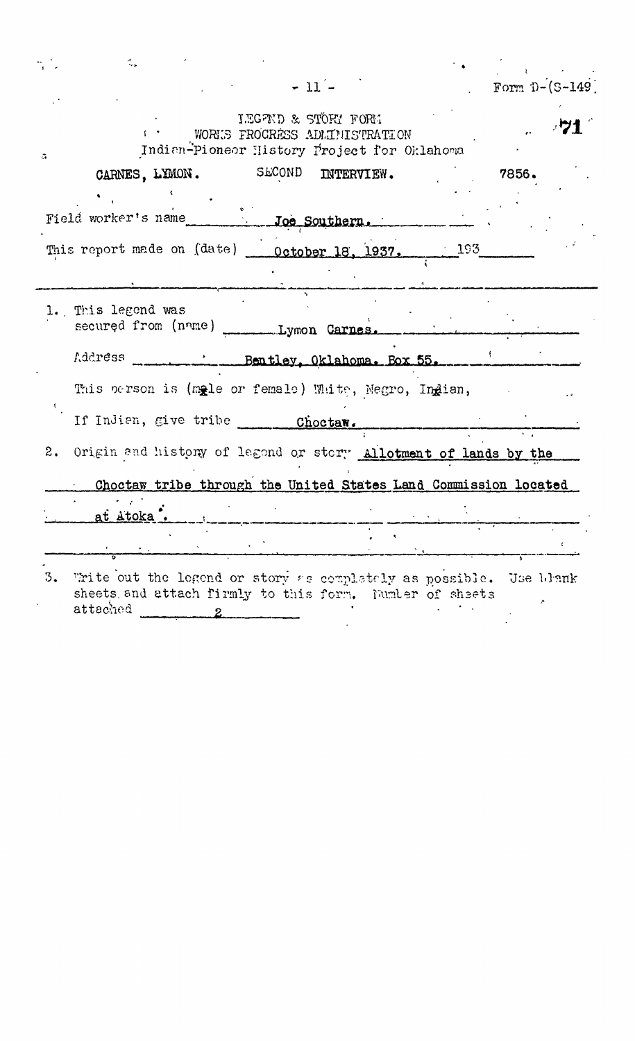Form D-(S-149)

71

LEGEND & STORY FORM
WORKS PROGRESS ADMINISTRATION
Indian-Pioneer History Project for Oklahoma

CARNES, LYMON. SECOND INTERVIEW. 7856.

Field worker's name **Joe Southern.**

This report made on (date) **October 18, 1937.** 193

---

1. This legend was secured from (name) **Lymon Carnes.**

   Address **Bentley, Oklahoma. Box 55.**

   This person is (male or female) White, Negro, Indian,

   If Indian, give tribe **Choctaw.**

2. Origin and history of legend or story **Allotment of lands by the Choctaw tribe through the United States Land Commission located at Atoka.**

---

3. Write out the legend or story as completely as possible. Use blank sheets and attach firmly to this form. Number of sheets attached **2**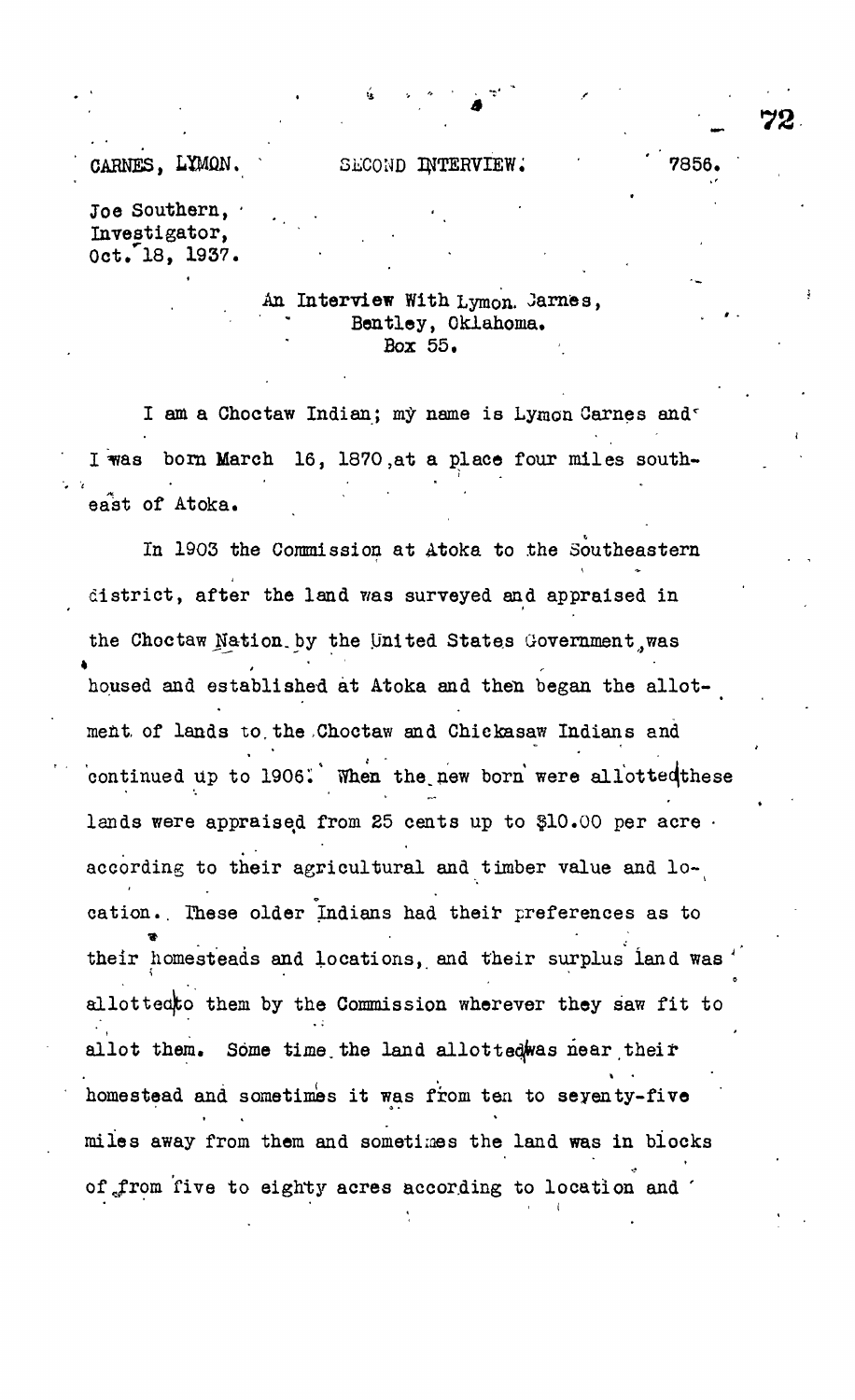CARNES, LYMON. SECOND INTERVIEW. 7856.

Joe Southern,
Investigator,
Oct. 18, 1937.

An Interview With Lymon Carnes,
Bentley, Oklahoma.
Box 55.

I am a Choctaw Indian; my name is Lymon Carnes and I was born March 16, 1870, at a place four miles southeast of Atoka.

In 1903 the Commission at Atoka to the Southeastern district, after the land was surveyed and appraised in the Choctaw Nation by the United States Government, was housed and established at Atoka and then began the allotment of lands to the Choctaw and Chickasaw Indians and continued up to 1906. When the new born were allotted these lands were appraised from 25 cents up to $10.00 per acre according to their agricultural and timber value and location. These older Indians had their preferences as to their homesteads and locations, and their surplus land was allotted to them by the Commission wherever they saw fit to allot them. Some time the land allotted was near their homestead and sometimes it was from ten to seventy-five miles away from them and sometimes the land was in blocks of from five to eighty acres according to location and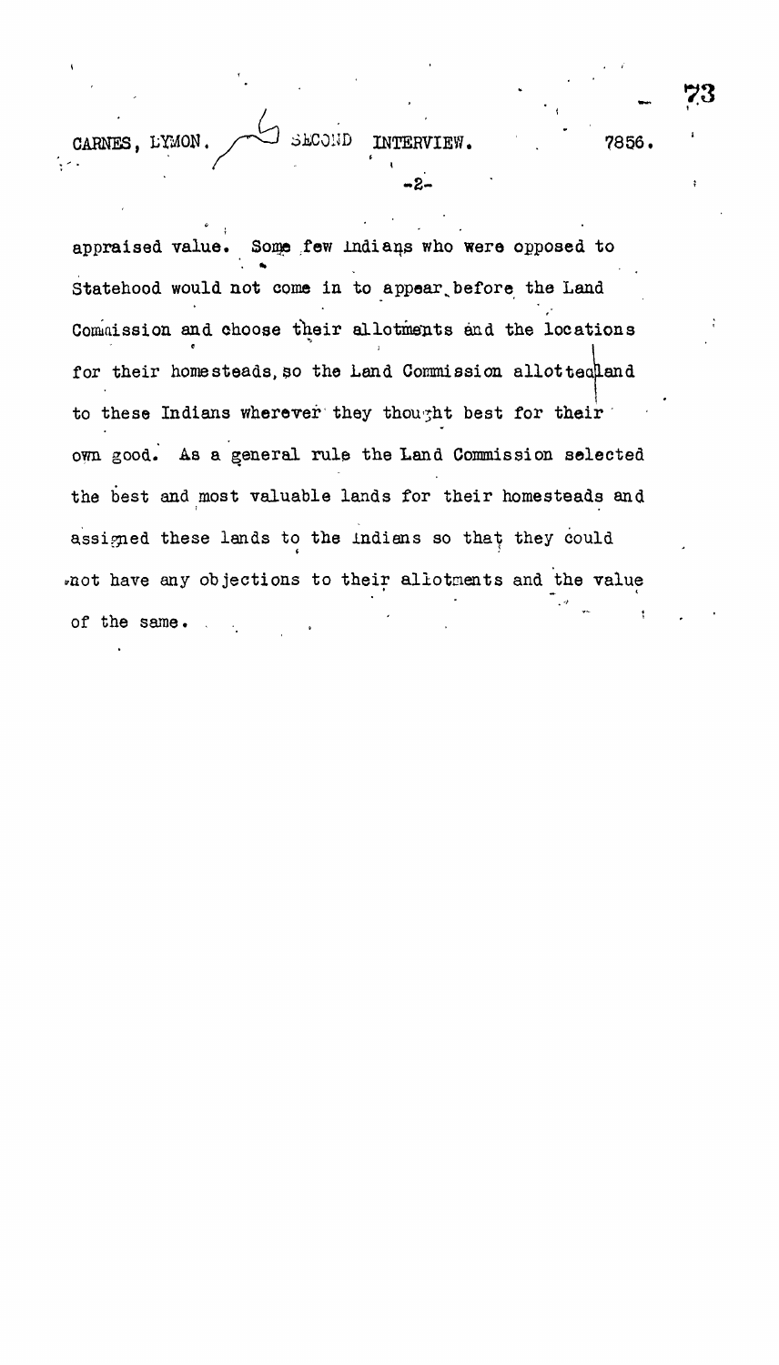appraised value. Some few Indians who were opposed to Statehood would not come in to appear before the Land Commission and choose their allotments and the locations for their homesteads, so the Land Commission allotted land to these Indians wherever they thought best for their own good. As a general rule the Land Commission selected the best and most valuable lands for their homesteads and assigned these lands to the Indians so that they could not have any objections to their allotments and the value of the same.